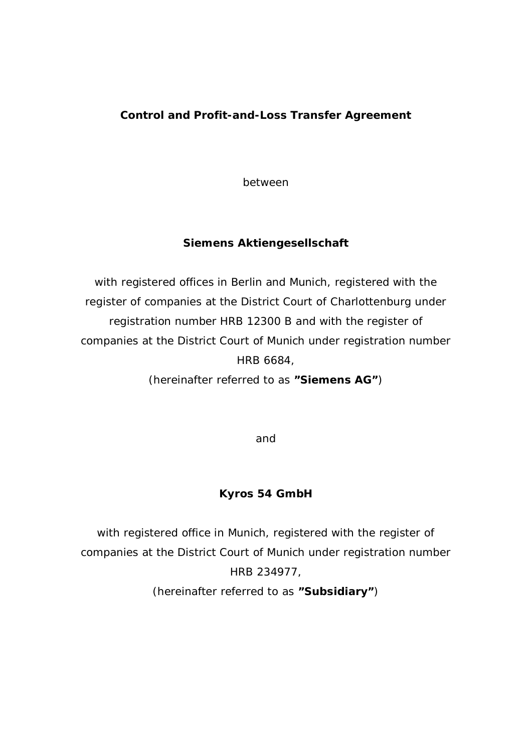# Control and Profit-and-Loss Transfer Agreement

between

**Siemens Aktiengesellschaft**

with registered offices in Berlin and Munich, registered with the register of companies at the District Court of Charlottenburg under registration number HRB 12300 B and with the register of companies at the District Court of Munich under registration number HRB 6684,
(hereinafter referred to as **"Siemens AG"**)

and

**Kyros 54 GmbH**

with registered office in Munich, registered with the register of companies at the District Court of Munich under registration number HRB 234977,
(hereinafter referred to as **"Subsidiary"**)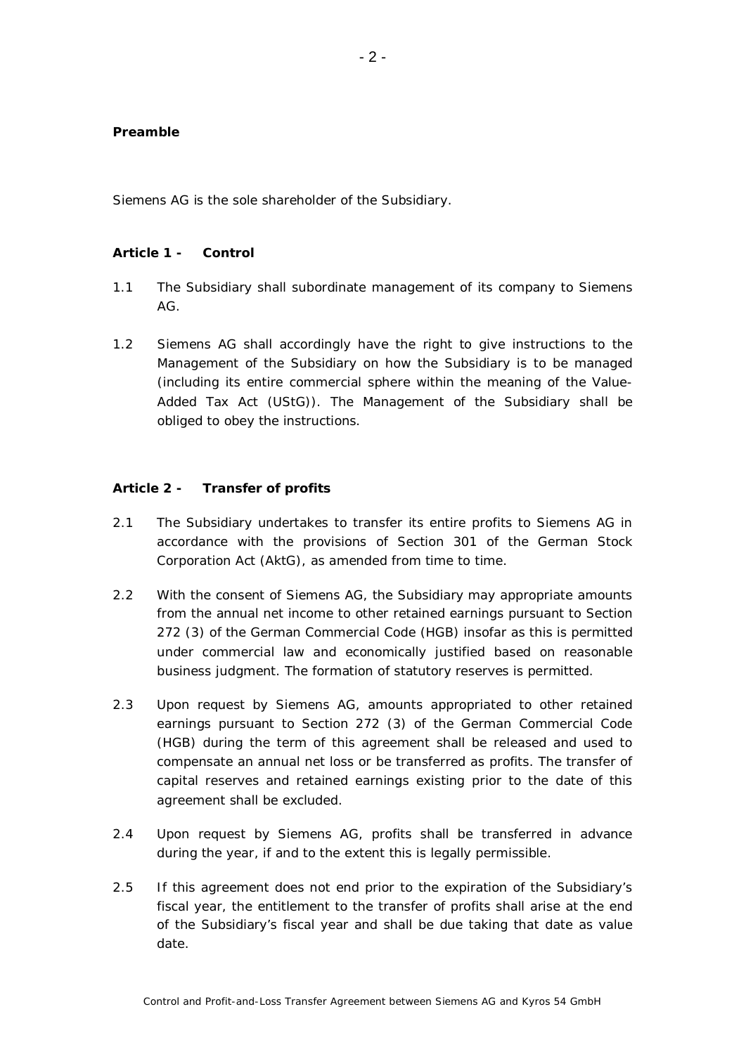**Preamble**

Siemens AG is the sole shareholder of the Subsidiary.

**Article 1 - Control**

1.1 The Subsidiary shall subordinate management of its company to Siemens AG.

1.2 Siemens AG shall accordingly have the right to give instructions to the Management of the Subsidiary on how the Subsidiary is to be managed (including its entire commercial sphere within the meaning of the Value-Added Tax Act (UStG)). The Management of the Subsidiary shall be obliged to obey the instructions.

**Article 2 - Transfer of profits**

2.1 The Subsidiary undertakes to transfer its entire profits to Siemens AG in accordance with the provisions of Section 301 of the German Stock Corporation Act (AktG), as amended from time to time.

2.2 With the consent of Siemens AG, the Subsidiary may appropriate amounts from the annual net income to other retained earnings pursuant to Section 272 (3) of the German Commercial Code (HGB) insofar as this is permitted under commercial law and economically justified based on reasonable business judgment. The formation of statutory reserves is permitted.

2.3 Upon request by Siemens AG, amounts appropriated to other retained earnings pursuant to Section 272 (3) of the German Commercial Code (HGB) during the term of this agreement shall be released and used to compensate an annual net loss or be transferred as profits. The transfer of capital reserves and retained earnings existing prior to the date of this agreement shall be excluded.

2.4 Upon request by Siemens AG, profits shall be transferred in advance during the year, if and to the extent this is legally permissible.

2.5 If this agreement does not end prior to the expiration of the Subsidiary's fiscal year, the entitlement to the transfer of profits shall arise at the end of the Subsidiary's fiscal year and shall be due taking that date as value date.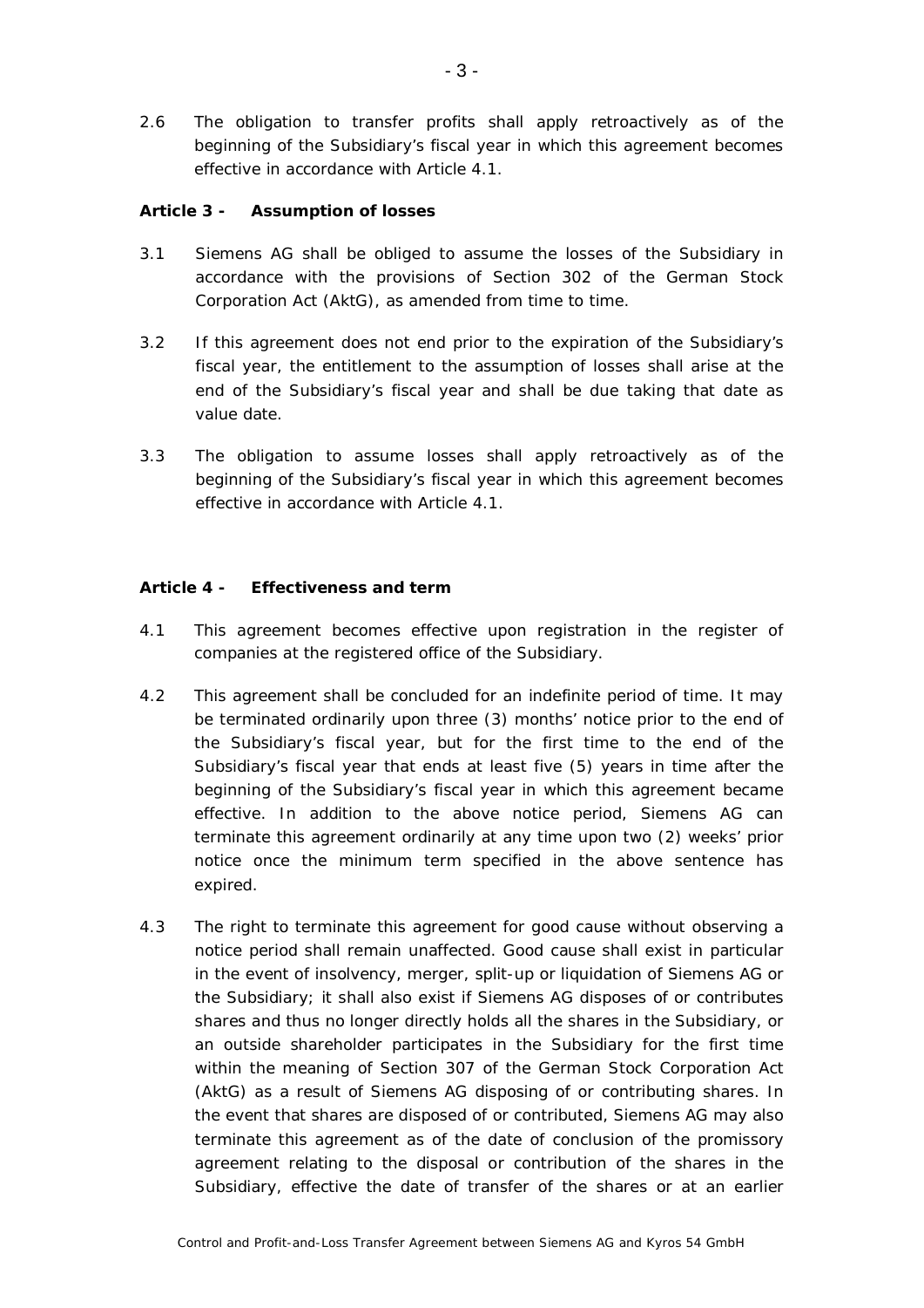2.6 The obligation to transfer profits shall apply retroactively as of the beginning of the Subsidiary's fiscal year in which this agreement becomes effective in accordance with Article 4.1.

**Article 3 - Assumption of losses**

3.1 Siemens AG shall be obliged to assume the losses of the Subsidiary in accordance with the provisions of Section 302 of the German Stock Corporation Act (AktG), as amended from time to time.

3.2 If this agreement does not end prior to the expiration of the Subsidiary's fiscal year, the entitlement to the assumption of losses shall arise at the end of the Subsidiary's fiscal year and shall be due taking that date as value date.

3.3 The obligation to assume losses shall apply retroactively as of the beginning of the Subsidiary's fiscal year in which this agreement becomes effective in accordance with Article 4.1.

**Article 4 - Effectiveness and term**

4.1 This agreement becomes effective upon registration in the register of companies at the registered office of the Subsidiary.

4.2 This agreement shall be concluded for an indefinite period of time. It may be terminated ordinarily upon three (3) months' notice prior to the end of the Subsidiary's fiscal year, but for the first time to the end of the Subsidiary's fiscal year that ends at least five (5) years in time after the beginning of the Subsidiary's fiscal year in which this agreement became effective. In addition to the above notice period, Siemens AG can terminate this agreement ordinarily at any time upon two (2) weeks' prior notice once the minimum term specified in the above sentence has expired.

4.3 The right to terminate this agreement for good cause without observing a notice period shall remain unaffected. Good cause shall exist in particular in the event of insolvency, merger, split-up or liquidation of Siemens AG or the Subsidiary; it shall also exist if Siemens AG disposes of or contributes shares and thus no longer directly holds all the shares in the Subsidiary, or an outside shareholder participates in the Subsidiary for the first time within the meaning of Section 307 of the German Stock Corporation Act (AktG) as a result of Siemens AG disposing of or contributing shares. In the event that shares are disposed of or contributed, Siemens AG may also terminate this agreement as of the date of conclusion of the promissory agreement relating to the disposal or contribution of the shares in the Subsidiary, effective the date of transfer of the shares or at an earlier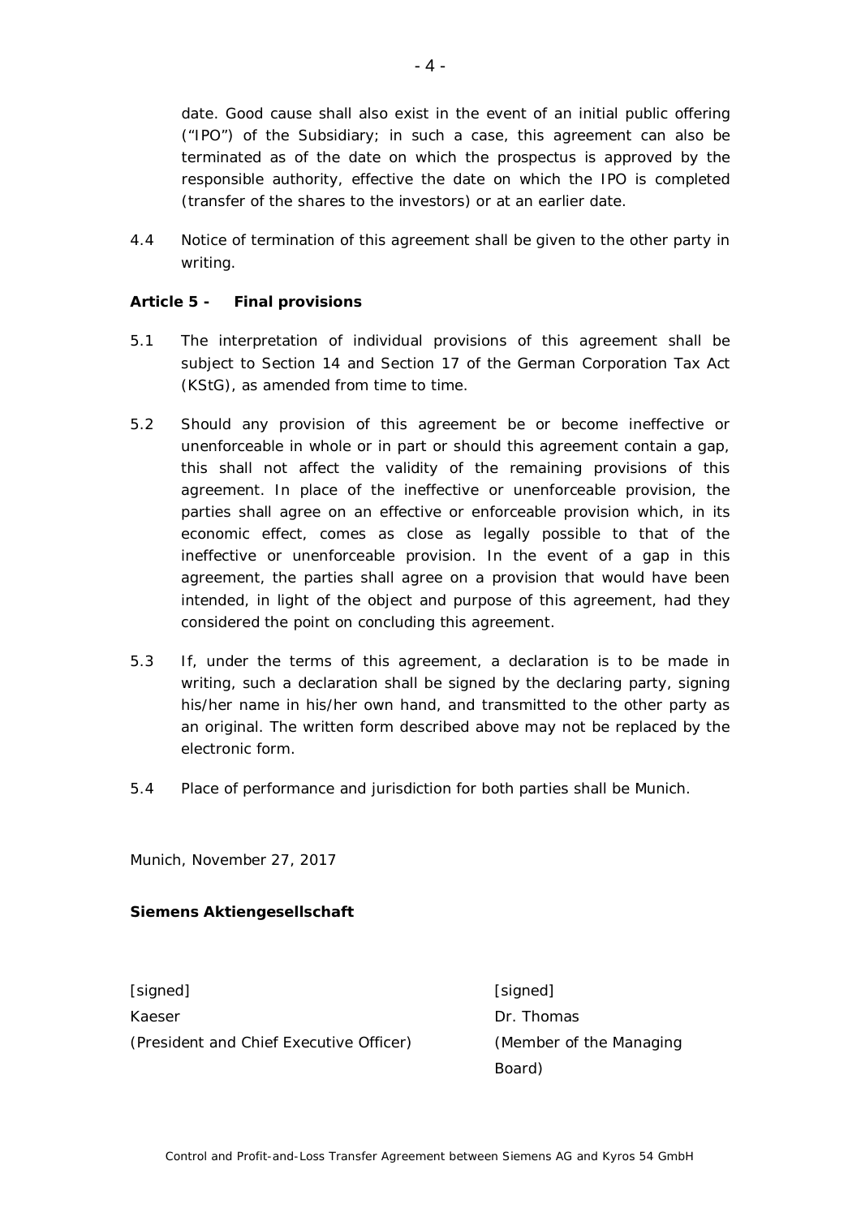date. Good cause shall also exist in the event of an initial public offering ("IPO") of the Subsidiary; in such a case, this agreement can also be terminated as of the date on which the prospectus is approved by the responsible authority, effective the date on which the IPO is completed (transfer of the shares to the investors) or at an earlier date.

4.4 Notice of termination of this agreement shall be given to the other party in writing.

**Article 5 - Final provisions**

5.1 The interpretation of individual provisions of this agreement shall be subject to Section 14 and Section 17 of the German Corporation Tax Act (KStG), as amended from time to time.

5.2 Should any provision of this agreement be or become ineffective or unenforceable in whole or in part or should this agreement contain a gap, this shall not affect the validity of the remaining provisions of this agreement. In place of the ineffective or unenforceable provision, the parties shall agree on an effective or enforceable provision which, in its economic effect, comes as close as legally possible to that of the ineffective or unenforceable provision. In the event of a gap in this agreement, the parties shall agree on a provision that would have been intended, in light of the object and purpose of this agreement, had they considered the point on concluding this agreement.

5.3 If, under the terms of this agreement, a declaration is to be made in writing, such a declaration shall be signed by the declaring party, signing his/her name in his/her own hand, and transmitted to the other party as an original. The written form described above may not be replaced by the electronic form.

5.4 Place of performance and jurisdiction for both parties shall be Munich.

Munich, November 27, 2017

**Siemens Aktiengesellschaft**

| | |
|---|---|
| [signed] | [signed] |
| Kaeser | Dr. Thomas |
| (President and Chief Executive Officer) | (Member of the Managing Board) |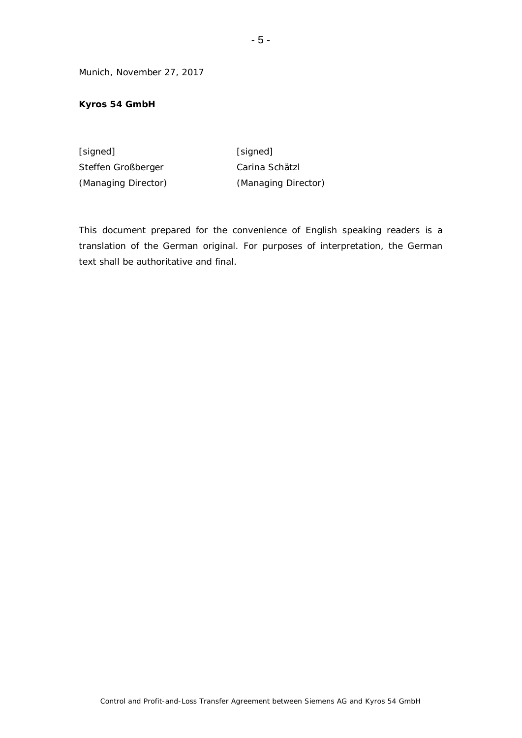Munich, November 27, 2017

**Kyros 54 GmbH**

| | |
|---|---|
| [signed] | [signed] |
| Steffen Großberger | Carina Schätzl |
| (Managing Director) | (Managing Director) |

This document prepared for the convenience of English speaking readers is a translation of the German original. For purposes of interpretation, the German text shall be authoritative and final.